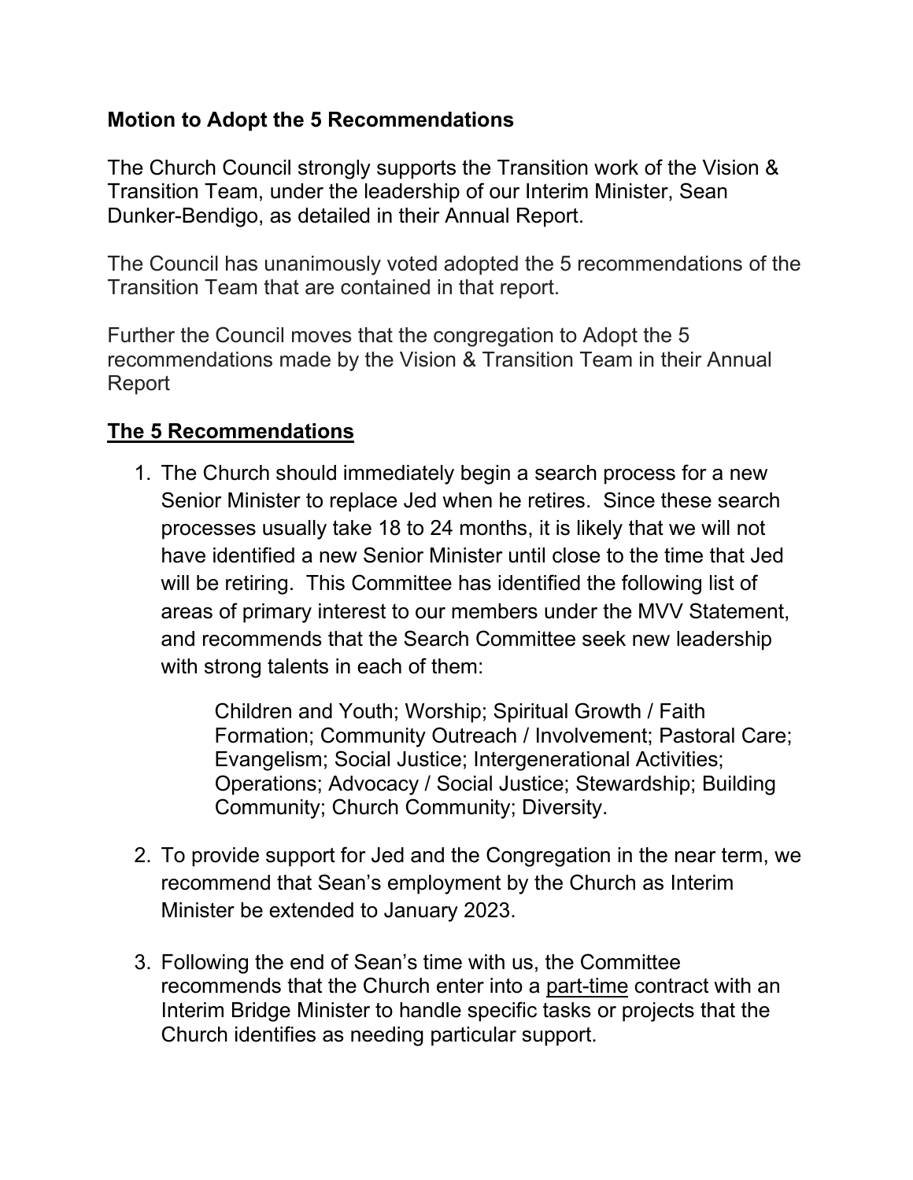**Motion to Adopt the 5 Recommendations**

The Church Council strongly supports the Transition work of the Vision & Transition Team, under the leadership of our Interim Minister, Sean Dunker-Bendigo, as detailed in their Annual Report.

The Council has unanimously voted adopted the 5 recommendations of the Transition Team that are contained in that report.

Further the Council moves that the congregation to Adopt the 5 recommendations made by the Vision & Transition Team in their Annual Report

## **The 5 Recommendations**

1. The Church should immediately begin a search process for a new Senior Minister to replace Jed when he retires. Since these search processes usually take 18 to 24 months, it is likely that we will not have identified a new Senior Minister until close to the time that Jed will be retiring. This Committee has identified the following list of areas of primary interest to our members under the MVV Statement, and recommends that the Search Committee seek new leadership with strong talents in each of them:

    Children and Youth; Worship; Spiritual Growth / Faith Formation; Community Outreach / Involvement; Pastoral Care; Evangelism; Social Justice; Intergenerational Activities; Operations; Advocacy / Social Justice; Stewardship; Building Community; Church Community; Diversity.

2. To provide support for Jed and the Congregation in the near term, we recommend that Sean's employment by the Church as Interim Minister be extended to January 2023.

3. Following the end of Sean's time with us, the Committee recommends that the Church enter into a <u>part-time</u> contract with an Interim Bridge Minister to handle specific tasks or projects that the Church identifies as needing particular support.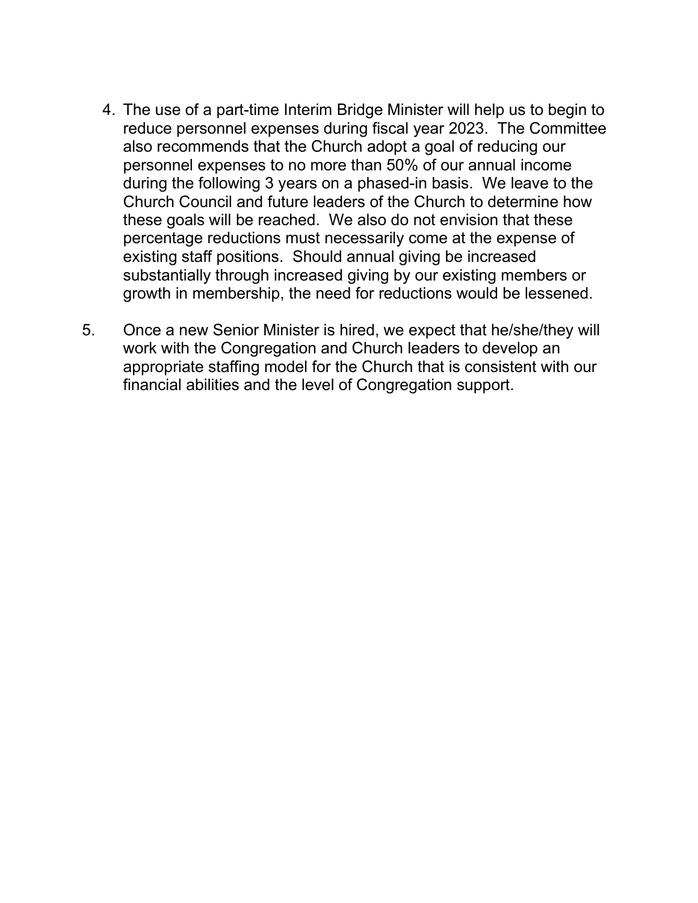4. The use of a part-time Interim Bridge Minister will help us to begin to reduce personnel expenses during fiscal year 2023. The Committee also recommends that the Church adopt a goal of reducing our personnel expenses to no more than 50% of our annual income during the following 3 years on a phased-in basis. We leave to the Church Council and future leaders of the Church to determine how these goals will be reached. We also do not envision that these percentage reductions must necessarily come at the expense of existing staff positions. Should annual giving be increased substantially through increased giving by our existing members or growth in membership, the need for reductions would be lessened.

5. Once a new Senior Minister is hired, we expect that he/she/they will work with the Congregation and Church leaders to develop an appropriate staffing model for the Church that is consistent with our financial abilities and the level of Congregation support.